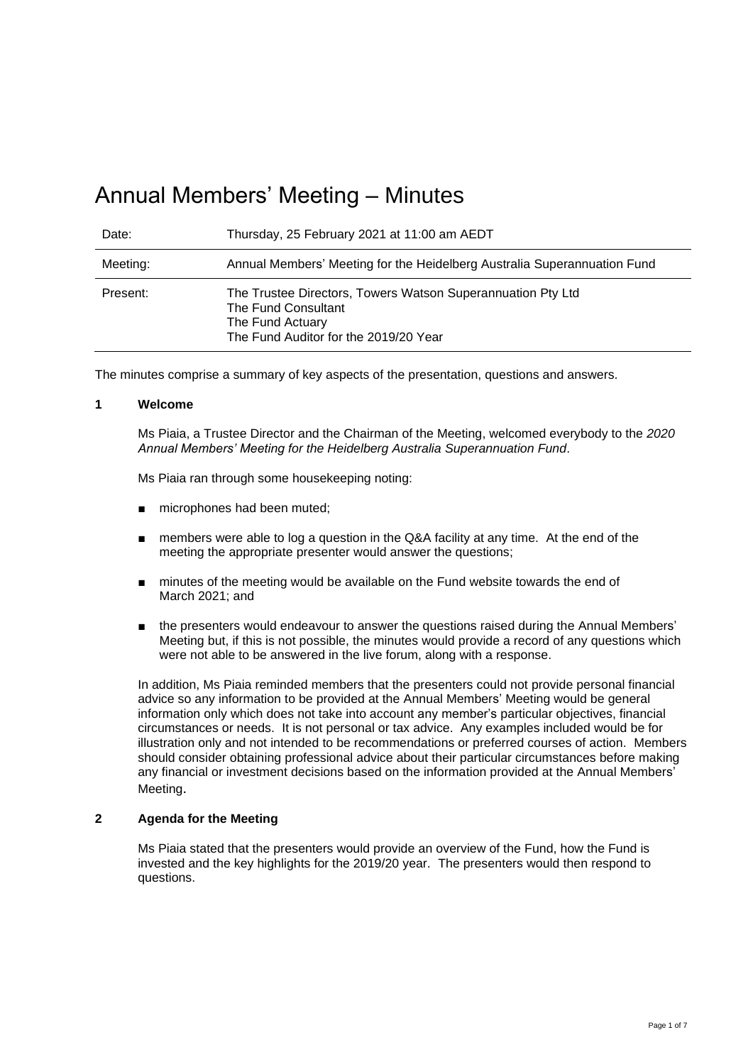# Annual Members' Meeting – Minutes

| Date: | Thursday, 25 February 2021 at 11:00 am AEDT |
|---|---|
| Meeting: | Annual Members' Meeting for the Heidelberg Australia Superannuation Fund |
| Present: | The Trustee Directors, Towers Watson Superannuation Pty Ltd<br>The Fund Consultant<br>The Fund Actuary<br>The Fund Auditor for the 2019/20 Year |

The minutes comprise a summary of key aspects of the presentation, questions and answers.

## 1 Welcome

Ms Piaia, a Trustee Director and the Chairman of the Meeting, welcomed everybody to the *2020 Annual Members' Meeting for the Heidelberg Australia Superannuation Fund*.

Ms Piaia ran through some housekeeping noting:

- microphones had been muted;
- members were able to log a question in the Q&A facility at any time. At the end of the meeting the appropriate presenter would answer the questions;
- minutes of the meeting would be available on the Fund website towards the end of March 2021; and
- the presenters would endeavour to answer the questions raised during the Annual Members' Meeting but, if this is not possible, the minutes would provide a record of any questions which were not able to be answered in the live forum, along with a response.

In addition, Ms Piaia reminded members that the presenters could not provide personal financial advice so any information to be provided at the Annual Members' Meeting would be general information only which does not take into account any member's particular objectives, financial circumstances or needs. It is not personal or tax advice. Any examples included would be for illustration only and not intended to be recommendations or preferred courses of action. Members should consider obtaining professional advice about their particular circumstances before making any financial or investment decisions based on the information provided at the Annual Members' Meeting.

## 2 Agenda for the Meeting

Ms Piaia stated that the presenters would provide an overview of the Fund, how the Fund is invested and the key highlights for the 2019/20 year. The presenters would then respond to questions.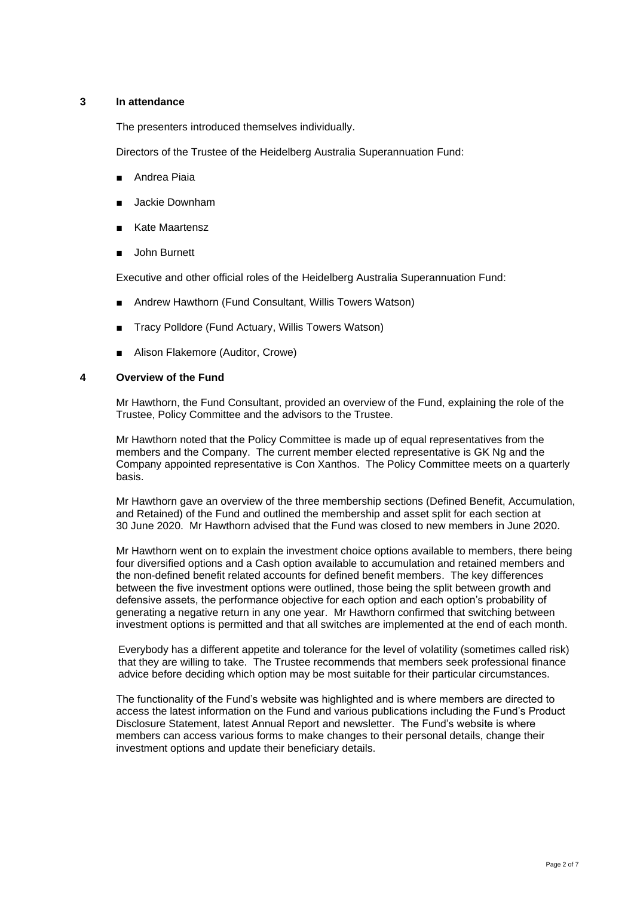## 3 In attendance

The presenters introduced themselves individually.

Directors of the Trustee of the Heidelberg Australia Superannuation Fund:

- Andrea Piaia
- Jackie Downham
- Kate Maartensz
- John Burnett

Executive and other official roles of the Heidelberg Australia Superannuation Fund:

- Andrew Hawthorn (Fund Consultant, Willis Towers Watson)
- Tracy Polldore (Fund Actuary, Willis Towers Watson)
- Alison Flakemore (Auditor, Crowe)

## 4 Overview of the Fund

Mr Hawthorn, the Fund Consultant, provided an overview of the Fund, explaining the role of the Trustee, Policy Committee and the advisors to the Trustee.

Mr Hawthorn noted that the Policy Committee is made up of equal representatives from the members and the Company. The current member elected representative is GK Ng and the Company appointed representative is Con Xanthos. The Policy Committee meets on a quarterly basis.

Mr Hawthorn gave an overview of the three membership sections (Defined Benefit, Accumulation, and Retained) of the Fund and outlined the membership and asset split for each section at 30 June 2020. Mr Hawthorn advised that the Fund was closed to new members in June 2020.

Mr Hawthorn went on to explain the investment choice options available to members, there being four diversified options and a Cash option available to accumulation and retained members and the non-defined benefit related accounts for defined benefit members. The key differences between the five investment options were outlined, those being the split between growth and defensive assets, the performance objective for each option and each option's probability of generating a negative return in any one year. Mr Hawthorn confirmed that switching between investment options is permitted and that all switches are implemented at the end of each month.

Everybody has a different appetite and tolerance for the level of volatility (sometimes called risk) that they are willing to take. The Trustee recommends that members seek professional finance advice before deciding which option may be most suitable for their particular circumstances.

The functionality of the Fund's website was highlighted and is where members are directed to access the latest information on the Fund and various publications including the Fund's Product Disclosure Statement, latest Annual Report and newsletter. The Fund's website is where members can access various forms to make changes to their personal details, change their investment options and update their beneficiary details.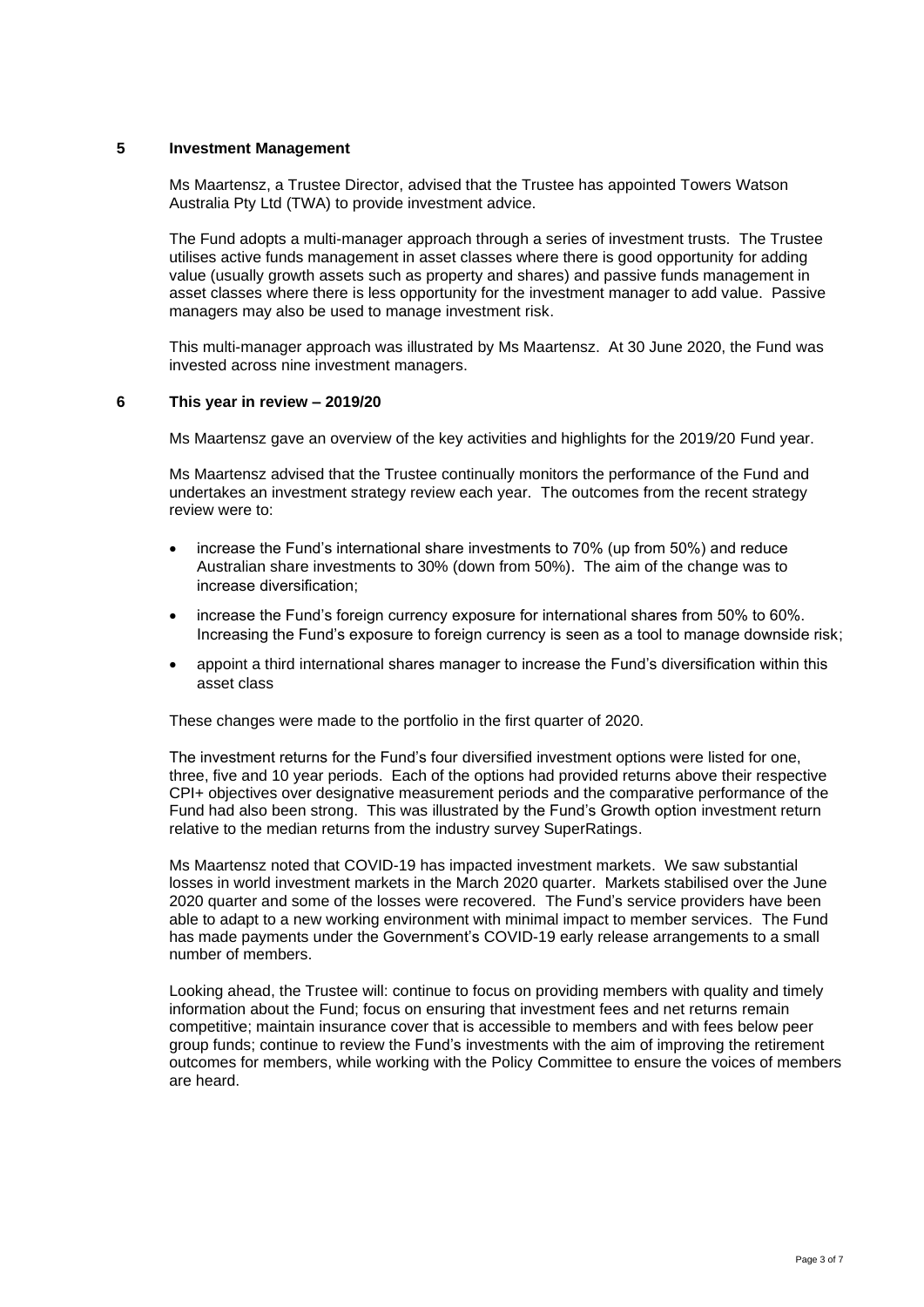## 5 Investment Management

Ms Maartensz, a Trustee Director, advised that the Trustee has appointed Towers Watson Australia Pty Ltd (TWA) to provide investment advice.

The Fund adopts a multi-manager approach through a series of investment trusts. The Trustee utilises active funds management in asset classes where there is good opportunity for adding value (usually growth assets such as property and shares) and passive funds management in asset classes where there is less opportunity for the investment manager to add value. Passive managers may also be used to manage investment risk.

This multi-manager approach was illustrated by Ms Maartensz. At 30 June 2020, the Fund was invested across nine investment managers.

## 6 This year in review – 2019/20

Ms Maartensz gave an overview of the key activities and highlights for the 2019/20 Fund year.

Ms Maartensz advised that the Trustee continually monitors the performance of the Fund and undertakes an investment strategy review each year. The outcomes from the recent strategy review were to:

- increase the Fund's international share investments to 70% (up from 50%) and reduce Australian share investments to 30% (down from 50%). The aim of the change was to increase diversification;
- increase the Fund's foreign currency exposure for international shares from 50% to 60%. Increasing the Fund's exposure to foreign currency is seen as a tool to manage downside risk;
- appoint a third international shares manager to increase the Fund's diversification within this asset class

These changes were made to the portfolio in the first quarter of 2020.

The investment returns for the Fund's four diversified investment options were listed for one, three, five and 10 year periods. Each of the options had provided returns above their respective CPI+ objectives over designative measurement periods and the comparative performance of the Fund had also been strong. This was illustrated by the Fund's Growth option investment return relative to the median returns from the industry survey SuperRatings.

Ms Maartensz noted that COVID-19 has impacted investment markets. We saw substantial losses in world investment markets in the March 2020 quarter. Markets stabilised over the June 2020 quarter and some of the losses were recovered. The Fund's service providers have been able to adapt to a new working environment with minimal impact to member services. The Fund has made payments under the Government's COVID-19 early release arrangements to a small number of members.

Looking ahead, the Trustee will: continue to focus on providing members with quality and timely information about the Fund; focus on ensuring that investment fees and net returns remain competitive; maintain insurance cover that is accessible to members and with fees below peer group funds; continue to review the Fund's investments with the aim of improving the retirement outcomes for members, while working with the Policy Committee to ensure the voices of members are heard.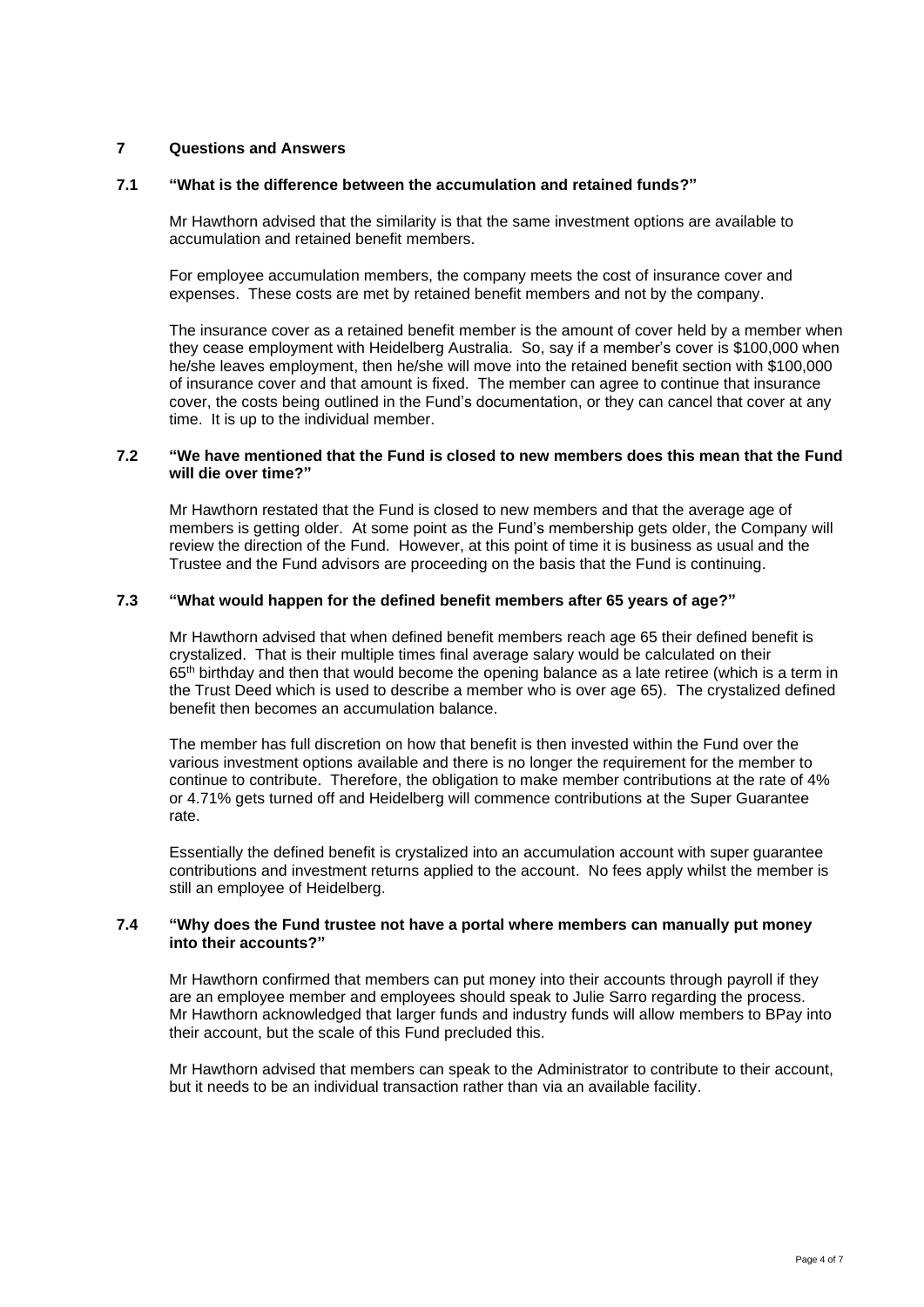## 7 Questions and Answers

### 7.1 "What is the difference between the accumulation and retained funds?"

Mr Hawthorn advised that the similarity is that the same investment options are available to accumulation and retained benefit members.

For employee accumulation members, the company meets the cost of insurance cover and expenses. These costs are met by retained benefit members and not by the company.

The insurance cover as a retained benefit member is the amount of cover held by a member when they cease employment with Heidelberg Australia. So, say if a member's cover is $100,000 when he/she leaves employment, then he/she will move into the retained benefit section with $100,000 of insurance cover and that amount is fixed. The member can agree to continue that insurance cover, the costs being outlined in the Fund's documentation, or they can cancel that cover at any time. It is up to the individual member.

### 7.2 "We have mentioned that the Fund is closed to new members does this mean that the Fund will die over time?"

Mr Hawthorn restated that the Fund is closed to new members and that the average age of members is getting older. At some point as the Fund's membership gets older, the Company will review the direction of the Fund. However, at this point of time it is business as usual and the Trustee and the Fund advisors are proceeding on the basis that the Fund is continuing.

### 7.3 "What would happen for the defined benefit members after 65 years of age?"

Mr Hawthorn advised that when defined benefit members reach age 65 their defined benefit is crystalized. That is their multiple times final average salary would be calculated on their 65th birthday and then that would become the opening balance as a late retiree (which is a term in the Trust Deed which is used to describe a member who is over age 65). The crystalized defined benefit then becomes an accumulation balance.

The member has full discretion on how that benefit is then invested within the Fund over the various investment options available and there is no longer the requirement for the member to continue to contribute. Therefore, the obligation to make member contributions at the rate of 4% or 4.71% gets turned off and Heidelberg will commence contributions at the Super Guarantee rate.

Essentially the defined benefit is crystalized into an accumulation account with super guarantee contributions and investment returns applied to the account. No fees apply whilst the member is still an employee of Heidelberg.

### 7.4 "Why does the Fund trustee not have a portal where members can manually put money into their accounts?"

Mr Hawthorn confirmed that members can put money into their accounts through payroll if they are an employee member and employees should speak to Julie Sarro regarding the process. Mr Hawthorn acknowledged that larger funds and industry funds will allow members to BPay into their account, but the scale of this Fund precluded this.

Mr Hawthorn advised that members can speak to the Administrator to contribute to their account, but it needs to be an individual transaction rather than via an available facility.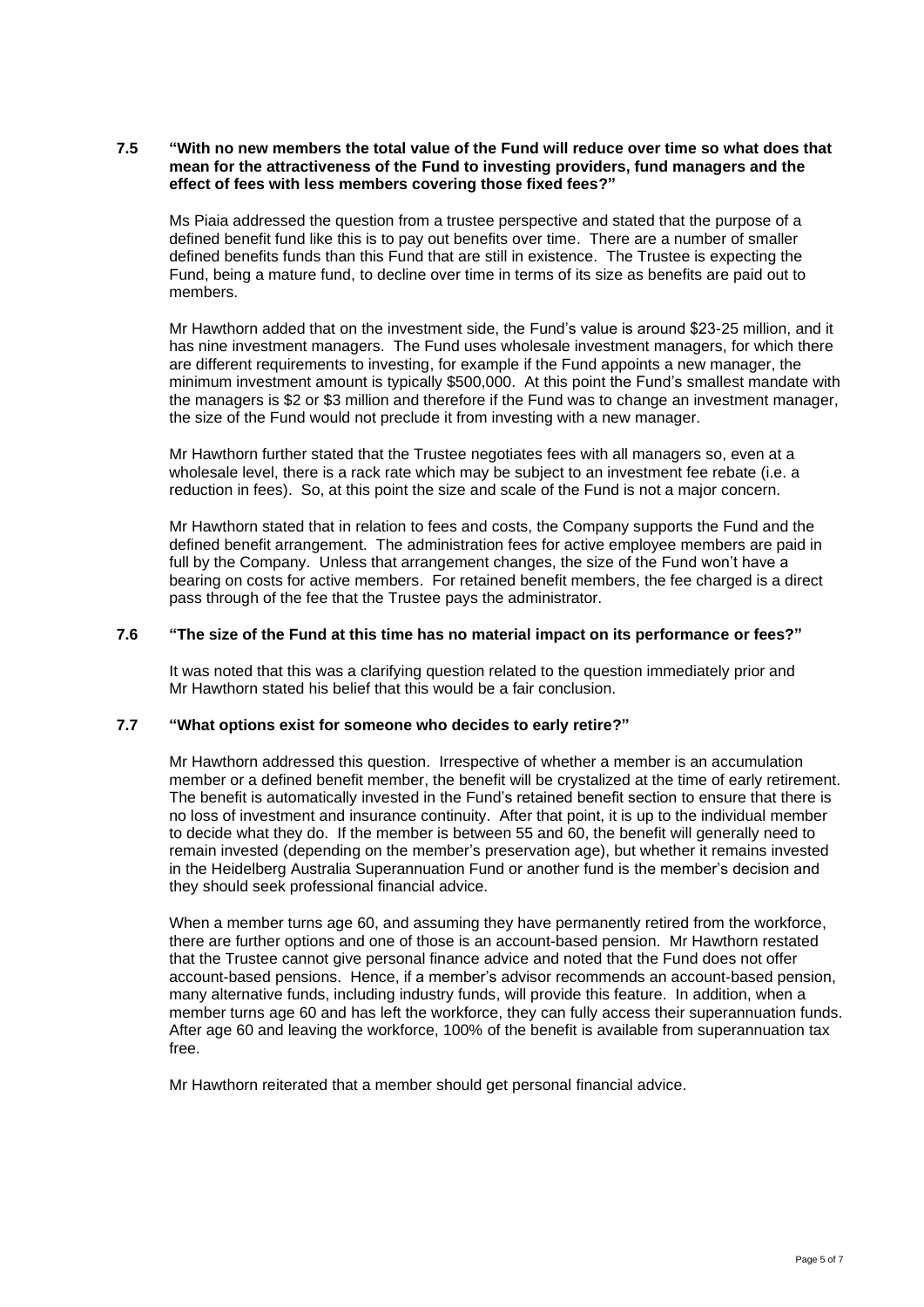### 7.5 "With no new members the total value of the Fund will reduce over time so what does that mean for the attractiveness of the Fund to investing providers, fund managers and the effect of fees with less members covering those fixed fees?"

Ms Piaia addressed the question from a trustee perspective and stated that the purpose of a defined benefit fund like this is to pay out benefits over time. There are a number of smaller defined benefits funds than this Fund that are still in existence. The Trustee is expecting the Fund, being a mature fund, to decline over time in terms of its size as benefits are paid out to members.

Mr Hawthorn added that on the investment side, the Fund's value is around $23-25 million, and it has nine investment managers. The Fund uses wholesale investment managers, for which there are different requirements to investing, for example if the Fund appoints a new manager, the minimum investment amount is typically $500,000. At this point the Fund's smallest mandate with the managers is $2 or $3 million and therefore if the Fund was to change an investment manager, the size of the Fund would not preclude it from investing with a new manager.

Mr Hawthorn further stated that the Trustee negotiates fees with all managers so, even at a wholesale level, there is a rack rate which may be subject to an investment fee rebate (i.e. a reduction in fees). So, at this point the size and scale of the Fund is not a major concern.

Mr Hawthorn stated that in relation to fees and costs, the Company supports the Fund and the defined benefit arrangement. The administration fees for active employee members are paid in full by the Company. Unless that arrangement changes, the size of the Fund won't have a bearing on costs for active members. For retained benefit members, the fee charged is a direct pass through of the fee that the Trustee pays the administrator.

### 7.6 "The size of the Fund at this time has no material impact on its performance or fees?"

It was noted that this was a clarifying question related to the question immediately prior and Mr Hawthorn stated his belief that this would be a fair conclusion.

### 7.7 "What options exist for someone who decides to early retire?"

Mr Hawthorn addressed this question. Irrespective of whether a member is an accumulation member or a defined benefit member, the benefit will be crystalized at the time of early retirement. The benefit is automatically invested in the Fund's retained benefit section to ensure that there is no loss of investment and insurance continuity. After that point, it is up to the individual member to decide what they do. If the member is between 55 and 60, the benefit will generally need to remain invested (depending on the member's preservation age), but whether it remains invested in the Heidelberg Australia Superannuation Fund or another fund is the member's decision and they should seek professional financial advice.

When a member turns age 60, and assuming they have permanently retired from the workforce, there are further options and one of those is an account-based pension. Mr Hawthorn restated that the Trustee cannot give personal finance advice and noted that the Fund does not offer account-based pensions. Hence, if a member's advisor recommends an account-based pension, many alternative funds, including industry funds, will provide this feature. In addition, when a member turns age 60 and has left the workforce, they can fully access their superannuation funds. After age 60 and leaving the workforce, 100% of the benefit is available from superannuation tax free.

Mr Hawthorn reiterated that a member should get personal financial advice.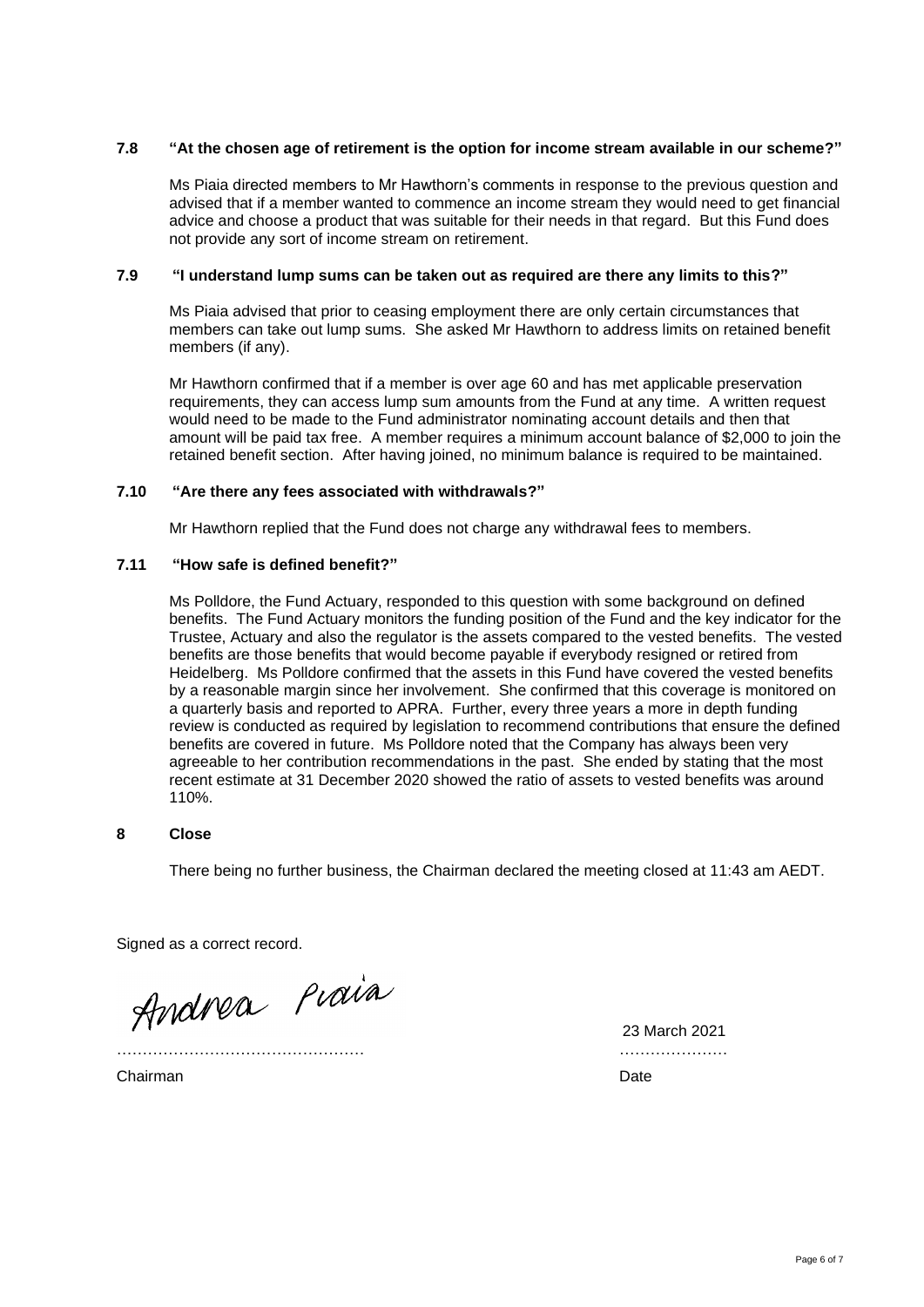**7.8 "At the chosen age of retirement is the option for income stream available in our scheme?"**

Ms Piaia directed members to Mr Hawthorn's comments in response to the previous question and advised that if a member wanted to commence an income stream they would need to get financial advice and choose a product that was suitable for their needs in that regard. But this Fund does not provide any sort of income stream on retirement.

**7.9 "I understand lump sums can be taken out as required are there any limits to this?"**

Ms Piaia advised that prior to ceasing employment there are only certain circumstances that members can take out lump sums. She asked Mr Hawthorn to address limits on retained benefit members (if any).

Mr Hawthorn confirmed that if a member is over age 60 and has met applicable preservation requirements, they can access lump sum amounts from the Fund at any time. A written request would need to be made to the Fund administrator nominating account details and then that amount will be paid tax free. A member requires a minimum account balance of $2,000 to join the retained benefit section. After having joined, no minimum balance is required to be maintained.

**7.10 "Are there any fees associated with withdrawals?"**

Mr Hawthorn replied that the Fund does not charge any withdrawal fees to members.

**7.11 "How safe is defined benefit?"**

Ms Polldore, the Fund Actuary, responded to this question with some background on defined benefits. The Fund Actuary monitors the funding position of the Fund and the key indicator for the Trustee, Actuary and also the regulator is the assets compared to the vested benefits. The vested benefits are those benefits that would become payable if everybody resigned or retired from Heidelberg. Ms Polldore confirmed that the assets in this Fund have covered the vested benefits by a reasonable margin since her involvement. She confirmed that this coverage is monitored on a quarterly basis and reported to APRA. Further, every three years a more in depth funding review is conducted as required by legislation to recommend contributions that ensure the defined benefits are covered in future. Ms Polldore noted that the Company has always been very agreeable to her contribution recommendations in the past. She ended by stating that the most recent estimate at 31 December 2020 showed the ratio of assets to vested benefits was around 110%.

**8 Close**

There being no further business, the Chairman declared the meeting closed at 11:43 am AEDT.

Signed as a correct record.

Andrea Piaia ……………………………………………  23 March 2021 …………………

Chairman  Date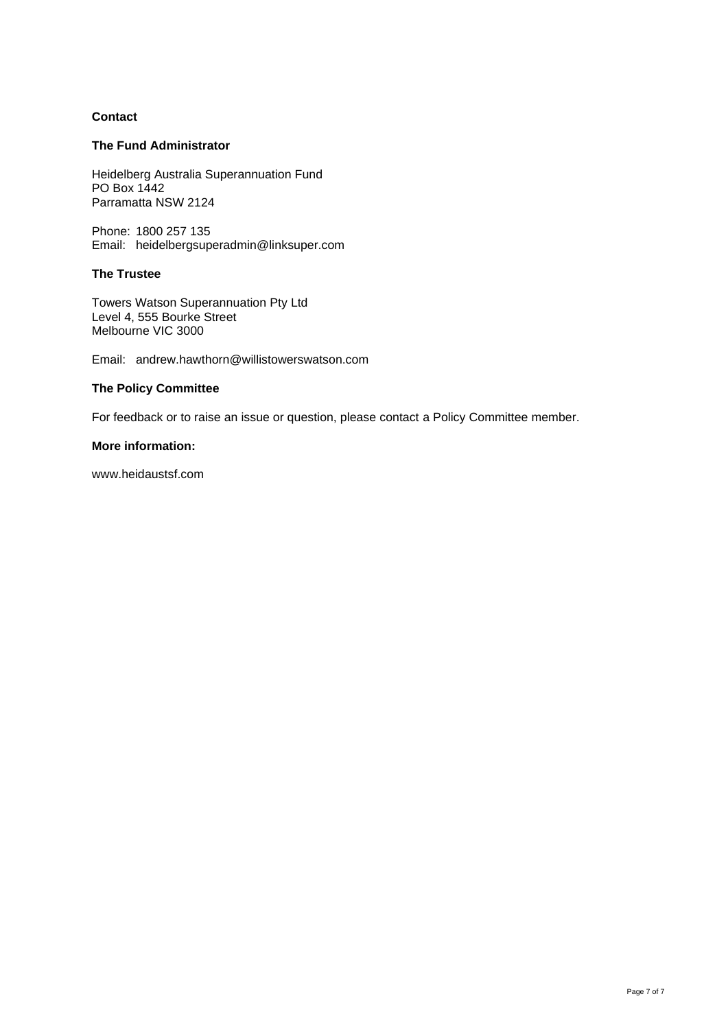## Contact

### The Fund Administrator

Heidelberg Australia Superannuation Fund
PO Box 1442
Parramatta NSW 2124

Phone: 1800 257 135
Email: heidelbergsuperadmin@linksuper.com

### The Trustee

Towers Watson Superannuation Pty Ltd
Level 4, 555 Bourke Street
Melbourne VIC 3000

Email: andrew.hawthorn@willistowerswatson.com

### The Policy Committee

For feedback or to raise an issue or question, please contact a Policy Committee member.

### More information:

www.heidaustsf.com